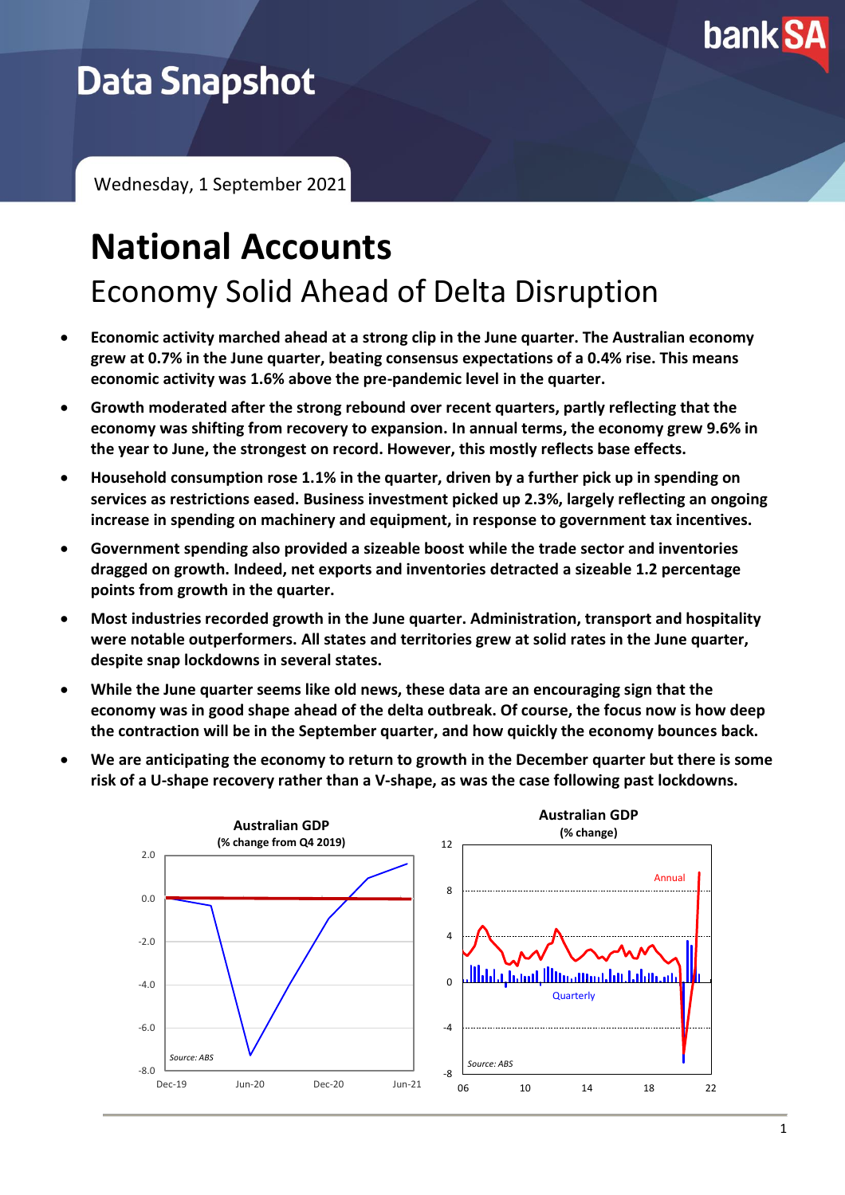Data Snapshot

Wednesday, 1 September 2021

# National Accounts

## Economy Solid Ahead of Delta Disruption

- **Economic activity marched ahead at a strong clip in the June quarter. The Australian economy grew at 0.7% in the June quarter, beating consensus expectations of a 0.4% rise. This means economic activity was 1.6% above the pre-pandemic level in the quarter.**
- **Growth moderated after the strong rebound over recent quarters, partly reflecting that the economy was shifting from recovery to expansion. In annual terms, the economy grew 9.6% in the year to June, the strongest on record. However, this mostly reflects base effects.**
- **Household consumption rose 1.1% in the quarter, driven by a further pick up in spending on services as restrictions eased. Business investment picked up 2.3%, largely reflecting an ongoing increase in spending on machinery and equipment, in response to government tax incentives.**
- **Government spending also provided a sizeable boost while the trade sector and inventories dragged on growth. Indeed, net exports and inventories detracted a sizeable 1.2 percentage points from growth in the quarter.**
- **Most industries recorded growth in the June quarter. Administration, transport and hospitality were notable outperformers. All states and territories grew at solid rates in the June quarter, despite snap lockdowns in several states.**
- **While the June quarter seems like old news, these data are an encouraging sign that the economy was in good shape ahead of the delta outbreak. Of course, the focus now is how deep the contraction will be in the September quarter, and how quickly the economy bounces back.**
- **We are anticipating the economy to return to growth in the December quarter but there is some risk of a U-shape recovery rather than a V-shape, as was the case following past lockdowns.**

**Australian GDP**
**(% change from Q4 2019)**

Source: ABS

**Australian GDP**
**(% change)**

Source: ABS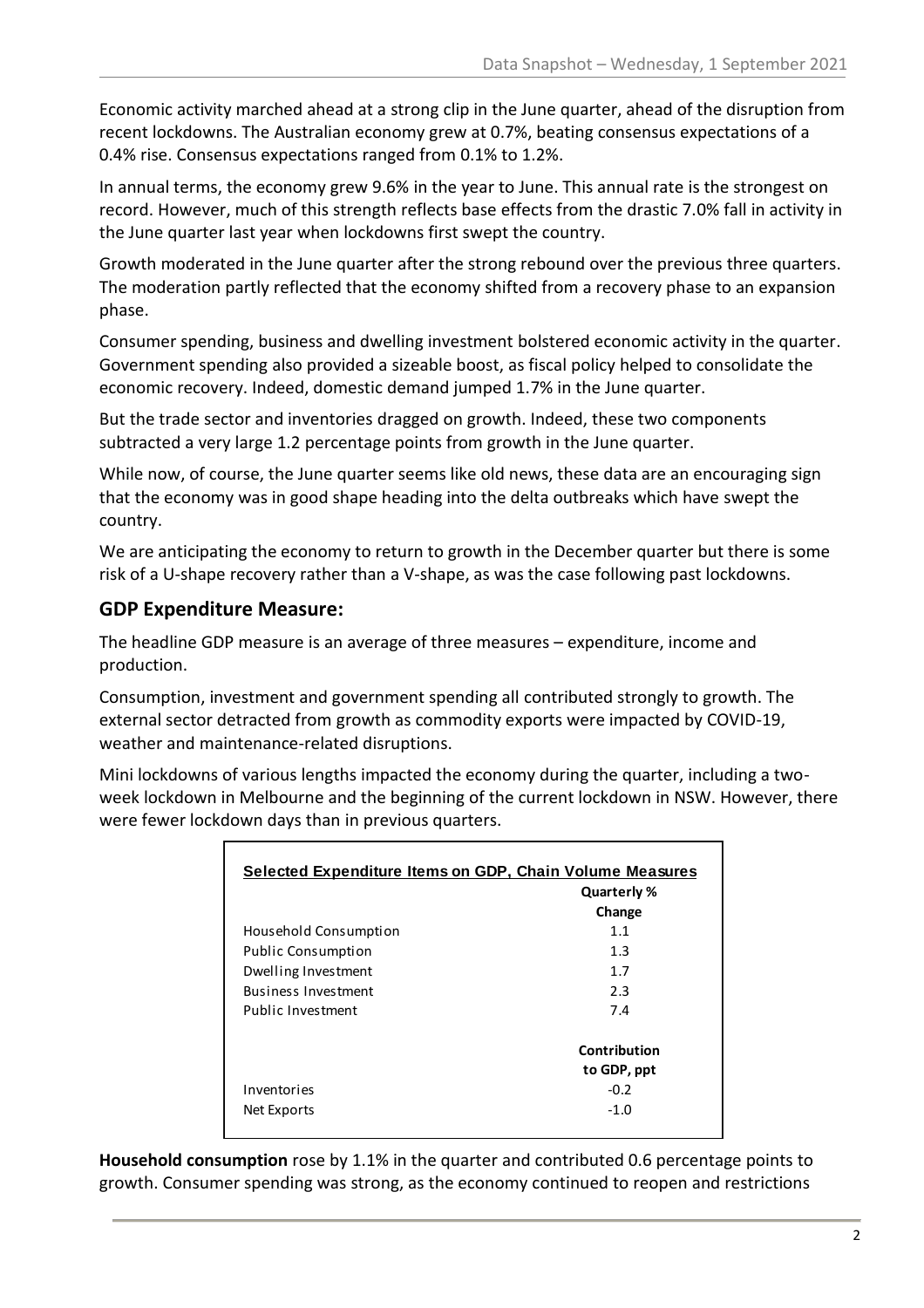Economic activity marched ahead at a strong clip in the June quarter, ahead of the disruption from recent lockdowns. The Australian economy grew at 0.7%, beating consensus expectations of a 0.4% rise. Consensus expectations ranged from 0.1% to 1.2%.

In annual terms, the economy grew 9.6% in the year to June. This annual rate is the strongest on record. However, much of this strength reflects base effects from the drastic 7.0% fall in activity in the June quarter last year when lockdowns first swept the country.

Growth moderated in the June quarter after the strong rebound over the previous three quarters. The moderation partly reflected that the economy shifted from a recovery phase to an expansion phase.

Consumer spending, business and dwelling investment bolstered economic activity in the quarter. Government spending also provided a sizeable boost, as fiscal policy helped to consolidate the economic recovery. Indeed, domestic demand jumped 1.7% in the June quarter.

But the trade sector and inventories dragged on growth. Indeed, these two components subtracted a very large 1.2 percentage points from growth in the June quarter.

While now, of course, the June quarter seems like old news, these data are an encouraging sign that the economy was in good shape heading into the delta outbreaks which have swept the country.

We are anticipating the economy to return to growth in the December quarter but there is some risk of a U-shape recovery rather than a V-shape, as was the case following past lockdowns.

## GDP Expenditure Measure:

The headline GDP measure is an average of three measures – expenditure, income and production.

Consumption, investment and government spending all contributed strongly to growth. The external sector detracted from growth as commodity exports were impacted by COVID-19, weather and maintenance-related disruptions.

Mini lockdowns of various lengths impacted the economy during the quarter, including a two-week lockdown in Melbourne and the beginning of the current lockdown in NSW. However, there were fewer lockdown days than in previous quarters.

**Selected Expenditure Items on GDP, Chain Volume Measures**

| | Quarterly % Change |
|---|---|
| Household Consumption | 1.1 |
| Public Consumption | 1.3 |
| Dwelling Investment | 1.7 |
| Business Investment | 2.3 |
| Public Investment | 7.4 |
| | **Contribution to GDP, ppt** |
| Inventories | -0.2 |
| Net Exports | -1.0 |

**Household consumption** rose by 1.1% in the quarter and contributed 0.6 percentage points to growth. Consumer spending was strong, as the economy continued to reopen and restrictions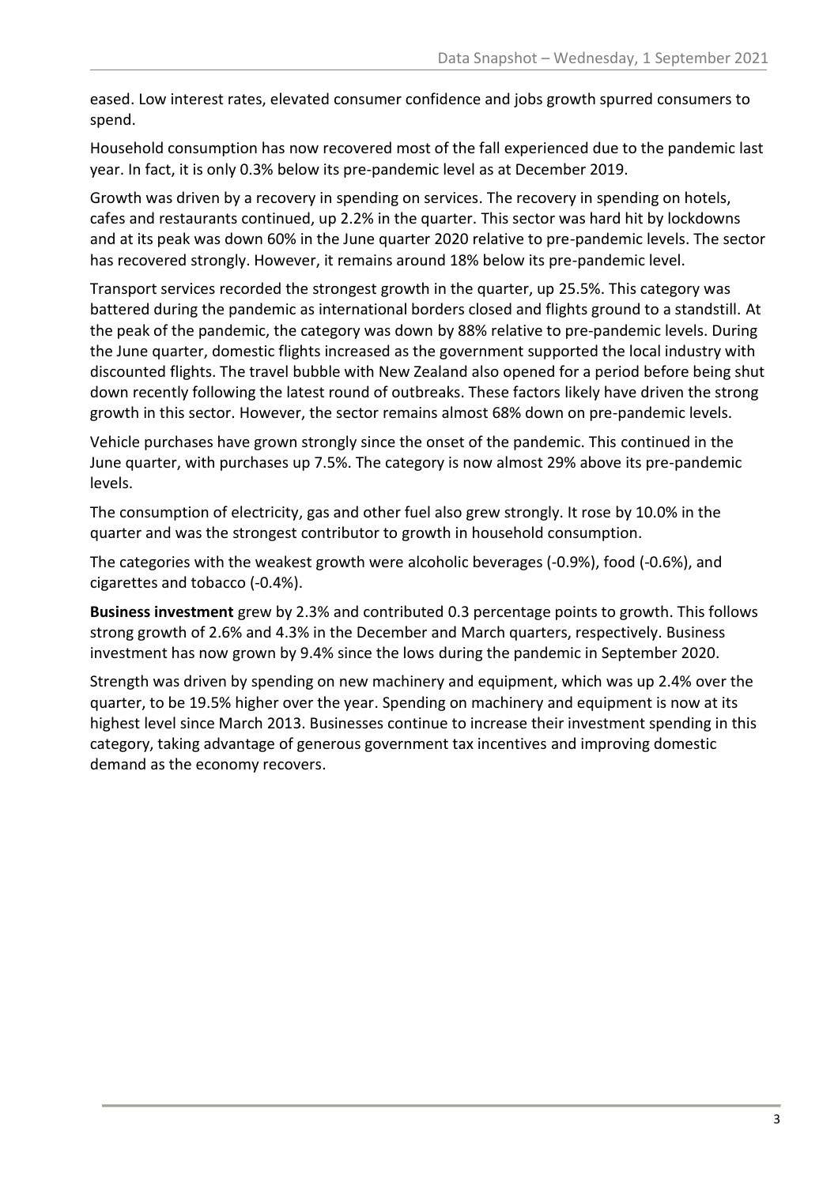eased. Low interest rates, elevated consumer confidence and jobs growth spurred consumers to spend.

Household consumption has now recovered most of the fall experienced due to the pandemic last year. In fact, it is only 0.3% below its pre-pandemic level as at December 2019.

Growth was driven by a recovery in spending on services. The recovery in spending on hotels, cafes and restaurants continued, up 2.2% in the quarter. This sector was hard hit by lockdowns and at its peak was down 60% in the June quarter 2020 relative to pre-pandemic levels. The sector has recovered strongly. However, it remains around 18% below its pre-pandemic level.

Transport services recorded the strongest growth in the quarter, up 25.5%. This category was battered during the pandemic as international borders closed and flights ground to a standstill. At the peak of the pandemic, the category was down by 88% relative to pre-pandemic levels. During the June quarter, domestic flights increased as the government supported the local industry with discounted flights. The travel bubble with New Zealand also opened for a period before being shut down recently following the latest round of outbreaks. These factors likely have driven the strong growth in this sector. However, the sector remains almost 68% down on pre-pandemic levels.

Vehicle purchases have grown strongly since the onset of the pandemic. This continued in the June quarter, with purchases up 7.5%. The category is now almost 29% above its pre-pandemic levels.

The consumption of electricity, gas and other fuel also grew strongly. It rose by 10.0% in the quarter and was the strongest contributor to growth in household consumption.

The categories with the weakest growth were alcoholic beverages (-0.9%), food (-0.6%), and cigarettes and tobacco (-0.4%).

**Business investment** grew by 2.3% and contributed 0.3 percentage points to growth. This follows strong growth of 2.6% and 4.3% in the December and March quarters, respectively. Business investment has now grown by 9.4% since the lows during the pandemic in September 2020.

Strength was driven by spending on new machinery and equipment, which was up 2.4% over the quarter, to be 19.5% higher over the year. Spending on machinery and equipment is now at its highest level since March 2013. Businesses continue to increase their investment spending in this category, taking advantage of generous government tax incentives and improving domestic demand as the economy recovers.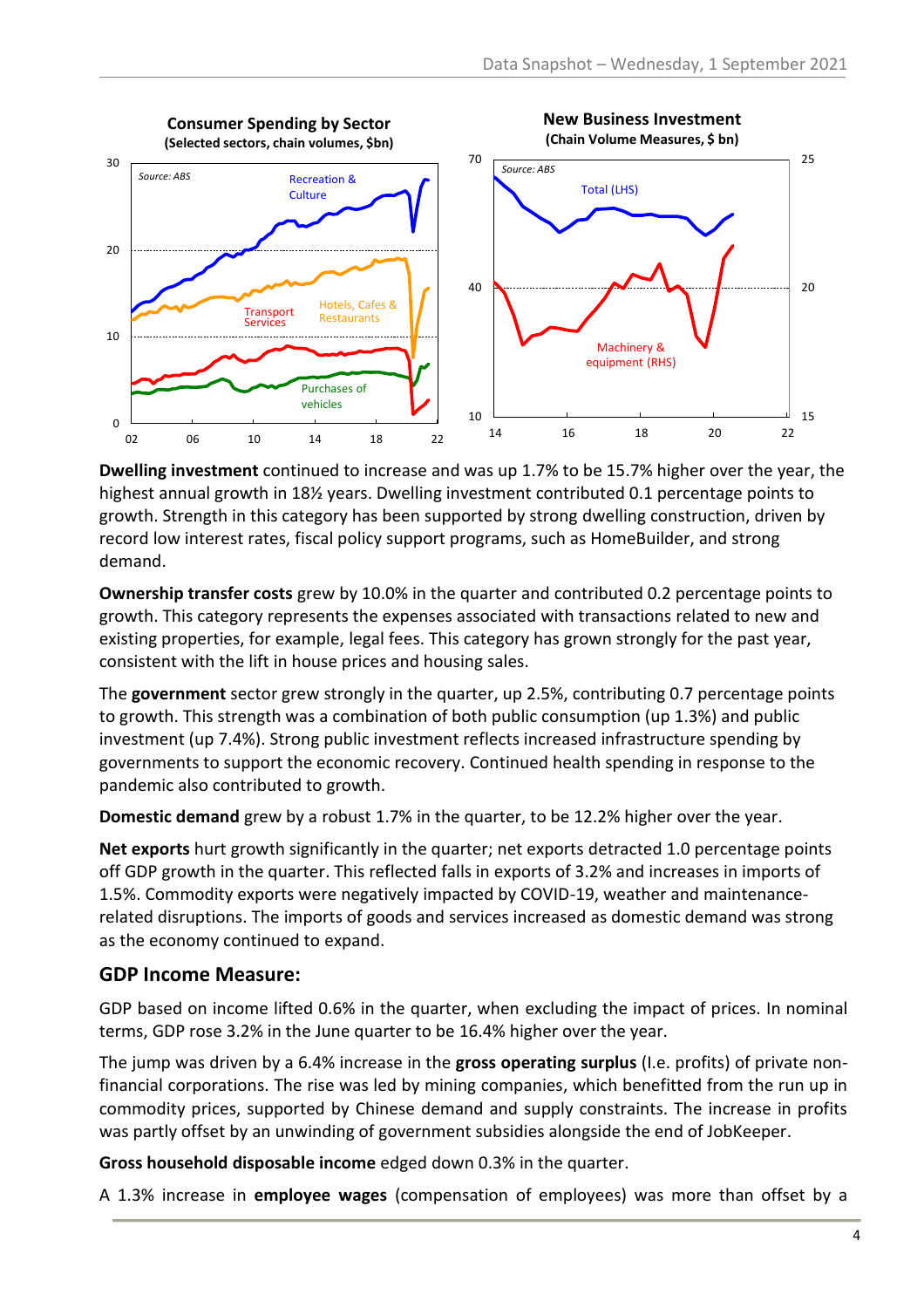**Consumer Spending by Sector**
(Selected sectors, chain volumes, $bn)

**New Business Investment**
(Chain Volume Measures, $ bn)

**Dwelling investment** continued to increase and was up 1.7% to be 15.7% higher over the year, the highest annual growth in 18½ years. Dwelling investment contributed 0.1 percentage points to growth. Strength in this category has been supported by strong dwelling construction, driven by record low interest rates, fiscal policy support programs, such as HomeBuilder, and strong demand.

**Ownership transfer costs** grew by 10.0% in the quarter and contributed 0.2 percentage points to growth. This category represents the expenses associated with transactions related to new and existing properties, for example, legal fees. This category has grown strongly for the past year, consistent with the lift in house prices and housing sales.

The **government** sector grew strongly in the quarter, up 2.5%, contributing 0.7 percentage points to growth. This strength was a combination of both public consumption (up 1.3%) and public investment (up 7.4%). Strong public investment reflects increased infrastructure spending by governments to support the economic recovery. Continued health spending in response to the pandemic also contributed to growth.

**Domestic demand** grew by a robust 1.7% in the quarter, to be 12.2% higher over the year.

**Net exports** hurt growth significantly in the quarter; net exports detracted 1.0 percentage points off GDP growth in the quarter. This reflected falls in exports of 3.2% and increases in imports of 1.5%. Commodity exports were negatively impacted by COVID-19, weather and maintenance-related disruptions. The imports of goods and services increased as domestic demand was strong as the economy continued to expand.

## GDP Income Measure:

GDP based on income lifted 0.6% in the quarter, when excluding the impact of prices. In nominal terms, GDP rose 3.2% in the June quarter to be 16.4% higher over the year.

The jump was driven by a 6.4% increase in the **gross operating surplus** (I.e. profits) of private non-financial corporations. The rise was led by mining companies, which benefitted from the run up in commodity prices, supported by Chinese demand and supply constraints. The increase in profits was partly offset by an unwinding of government subsidies alongside the end of JobKeeper.

**Gross household disposable income** edged down 0.3% in the quarter.

A 1.3% increase in **employee wages** (compensation of employees) was more than offset by a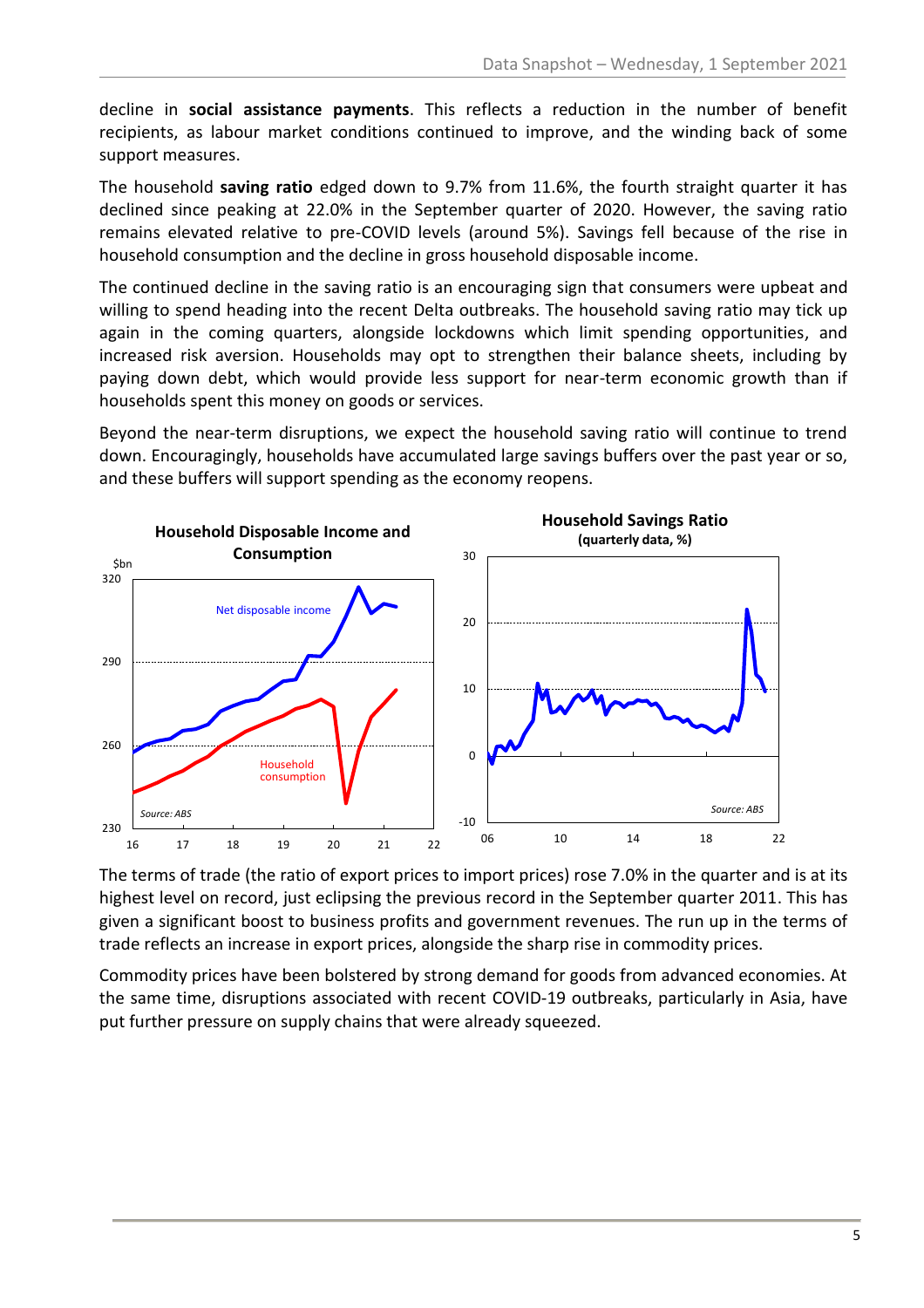decline in **social assistance payments**. This reflects a reduction in the number of benefit recipients, as labour market conditions continued to improve, and the winding back of some support measures.

The household **saving ratio** edged down to 9.7% from 11.6%, the fourth straight quarter it has declined since peaking at 22.0% in the September quarter of 2020. However, the saving ratio remains elevated relative to pre-COVID levels (around 5%). Savings fell because of the rise in household consumption and the decline in gross household disposable income.

The continued decline in the saving ratio is an encouraging sign that consumers were upbeat and willing to spend heading into the recent Delta outbreaks. The household saving ratio may tick up again in the coming quarters, alongside lockdowns which limit spending opportunities, and increased risk aversion. Households may opt to strengthen their balance sheets, including by paying down debt, which would provide less support for near-term economic growth than if households spent this money on goods or services.

Beyond the near-term disruptions, we expect the household saving ratio will continue to trend down. Encouragingly, households have accumulated large savings buffers over the past year or so, and these buffers will support spending as the economy reopens.

**Household Disposable Income and Consumption**

**Household Savings Ratio (quarterly data, %)**

The terms of trade (the ratio of export prices to import prices) rose 7.0% in the quarter and is at its highest level on record, just eclipsing the previous record in the September quarter 2011. This has given a significant boost to business profits and government revenues. The run up in the terms of trade reflects an increase in export prices, alongside the sharp rise in commodity prices.

Commodity prices have been bolstered by strong demand for goods from advanced economies. At the same time, disruptions associated with recent COVID-19 outbreaks, particularly in Asia, have put further pressure on supply chains that were already squeezed.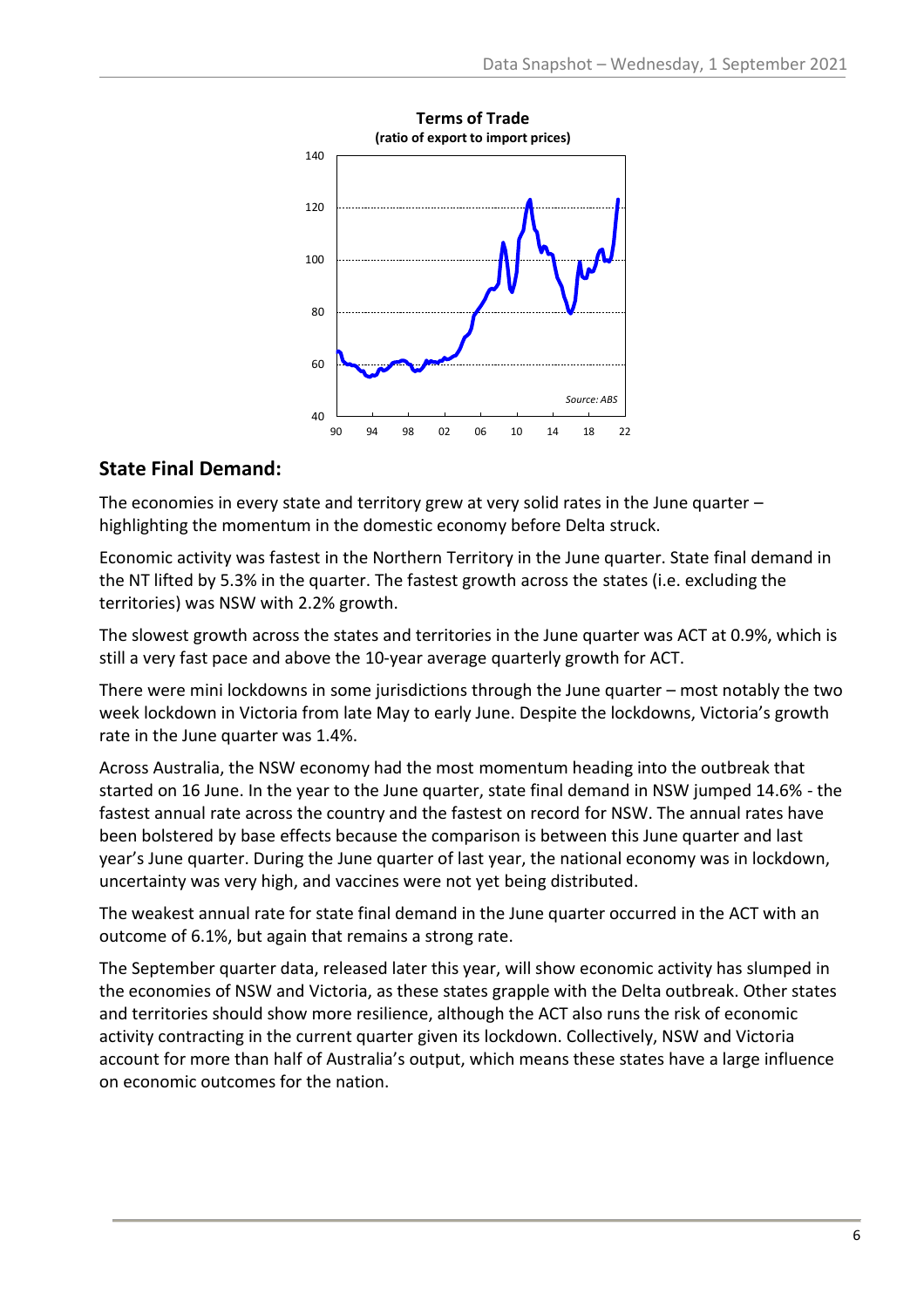**Terms of Trade**
**(ratio of export to import prices)**

*Source: ABS*

## State Final Demand:

The economies in every state and territory grew at very solid rates in the June quarter – highlighting the momentum in the domestic economy before Delta struck.

Economic activity was fastest in the Northern Territory in the June quarter. State final demand in the NT lifted by 5.3% in the quarter. The fastest growth across the states (i.e. excluding the territories) was NSW with 2.2% growth.

The slowest growth across the states and territories in the June quarter was ACT at 0.9%, which is still a very fast pace and above the 10-year average quarterly growth for ACT.

There were mini lockdowns in some jurisdictions through the June quarter – most notably the two week lockdown in Victoria from late May to early June. Despite the lockdowns, Victoria's growth rate in the June quarter was 1.4%.

Across Australia, the NSW economy had the most momentum heading into the outbreak that started on 16 June. In the year to the June quarter, state final demand in NSW jumped 14.6% - the fastest annual rate across the country and the fastest on record for NSW. The annual rates have been bolstered by base effects because the comparison is between this June quarter and last year's June quarter. During the June quarter of last year, the national economy was in lockdown, uncertainty was very high, and vaccines were not yet being distributed.

The weakest annual rate for state final demand in the June quarter occurred in the ACT with an outcome of 6.1%, but again that remains a strong rate.

The September quarter data, released later this year, will show economic activity has slumped in the economies of NSW and Victoria, as these states grapple with the Delta outbreak. Other states and territories should show more resilience, although the ACT also runs the risk of economic activity contracting in the current quarter given its lockdown. Collectively, NSW and Victoria account for more than half of Australia's output, which means these states have a large influence on economic outcomes for the nation.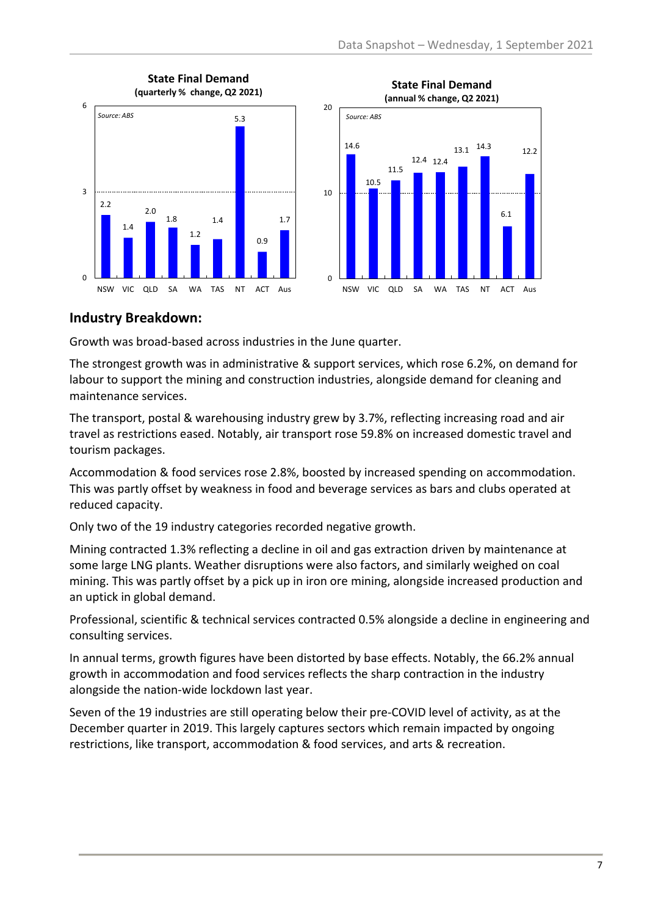**State Final Demand**
**(quarterly % change, Q2 2021)**

*Source: ABS*

| NSW | VIC | QLD | SA | WA | TAS | NT | ACT | Aus |
|---|---|---|---|---|---|---|---|---|
| 2.2 | 1.4 | 2.0 | 1.8 | 1.2 | 1.4 | 5.3 | 0.9 | 1.7 |

**State Final Demand**
**(annual % change, Q2 2021)**

*Source: ABS*

| NSW | VIC | QLD | SA | WA | TAS | NT | ACT | Aus |
|---|---|---|---|---|---|---|---|---|
| 14.6 | 10.5 | 11.5 | 12.4 | 12.4 | 13.1 | 14.3 | 6.1 | 12.2 |

## Industry Breakdown:

Growth was broad-based across industries in the June quarter.

The strongest growth was in administrative & support services, which rose 6.2%, on demand for labour to support the mining and construction industries, alongside demand for cleaning and maintenance services.

The transport, postal & warehousing industry grew by 3.7%, reflecting increasing road and air travel as restrictions eased. Notably, air transport rose 59.8% on increased domestic travel and tourism packages.

Accommodation & food services rose 2.8%, boosted by increased spending on accommodation. This was partly offset by weakness in food and beverage services as bars and clubs operated at reduced capacity.

Only two of the 19 industry categories recorded negative growth.

Mining contracted 1.3% reflecting a decline in oil and gas extraction driven by maintenance at some large LNG plants. Weather disruptions were also factors, and similarly weighed on coal mining. This was partly offset by a pick up in iron ore mining, alongside increased production and an uptick in global demand.

Professional, scientific & technical services contracted 0.5% alongside a decline in engineering and consulting services.

In annual terms, growth figures have been distorted by base effects. Notably, the 66.2% annual growth in accommodation and food services reflects the sharp contraction in the industry alongside the nation-wide lockdown last year.

Seven of the 19 industries are still operating below their pre-COVID level of activity, as at the December quarter in 2019. This largely captures sectors which remain impacted by ongoing restrictions, like transport, accommodation & food services, and arts & recreation.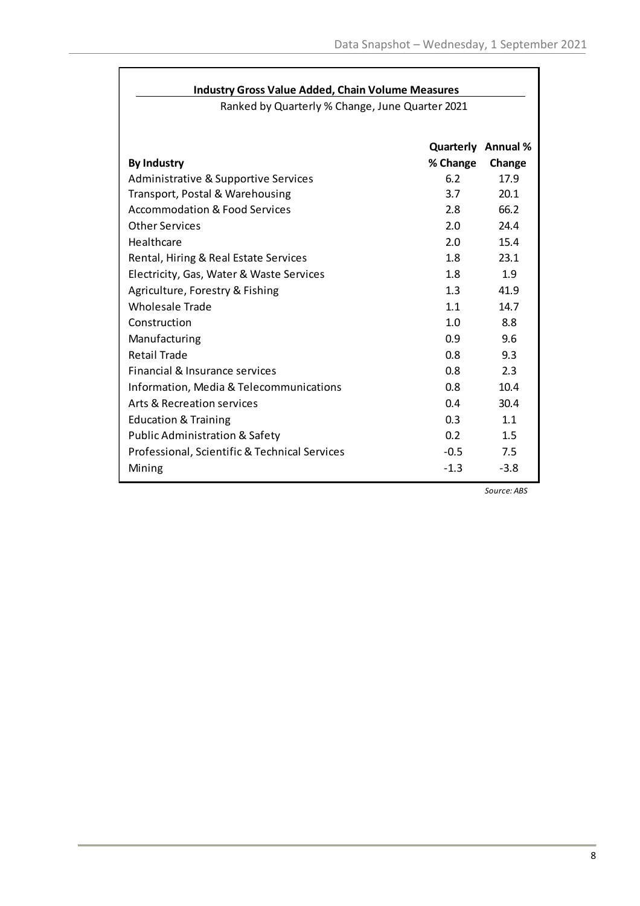**Industry Gross Value Added, Chain Volume Measures**

Ranked by Quarterly % Change, June Quarter 2021

| By Industry | Quarterly % Change | Annual % Change |
|---|---|---|
| Administrative & Supportive Services | 6.2 | 17.9 |
| Transport, Postal & Warehousing | 3.7 | 20.1 |
| Accommodation & Food Services | 2.8 | 66.2 |
| Other Services | 2.0 | 24.4 |
| Healthcare | 2.0 | 15.4 |
| Rental, Hiring & Real Estate Services | 1.8 | 23.1 |
| Electricity, Gas, Water & Waste Services | 1.8 | 1.9 |
| Agriculture, Forestry & Fishing | 1.3 | 41.9 |
| Wholesale Trade | 1.1 | 14.7 |
| Construction | 1.0 | 8.8 |
| Manufacturing | 0.9 | 9.6 |
| Retail Trade | 0.8 | 9.3 |
| Financial & Insurance services | 0.8 | 2.3 |
| Information, Media & Telecommunications | 0.8 | 10.4 |
| Arts & Recreation services | 0.4 | 30.4 |
| Education & Training | 0.3 | 1.1 |
| Public Administration & Safety | 0.2 | 1.5 |
| Professional, Scientific & Technical Services | -0.5 | 7.5 |
| Mining | -1.3 | -3.8 |

*Source: ABS*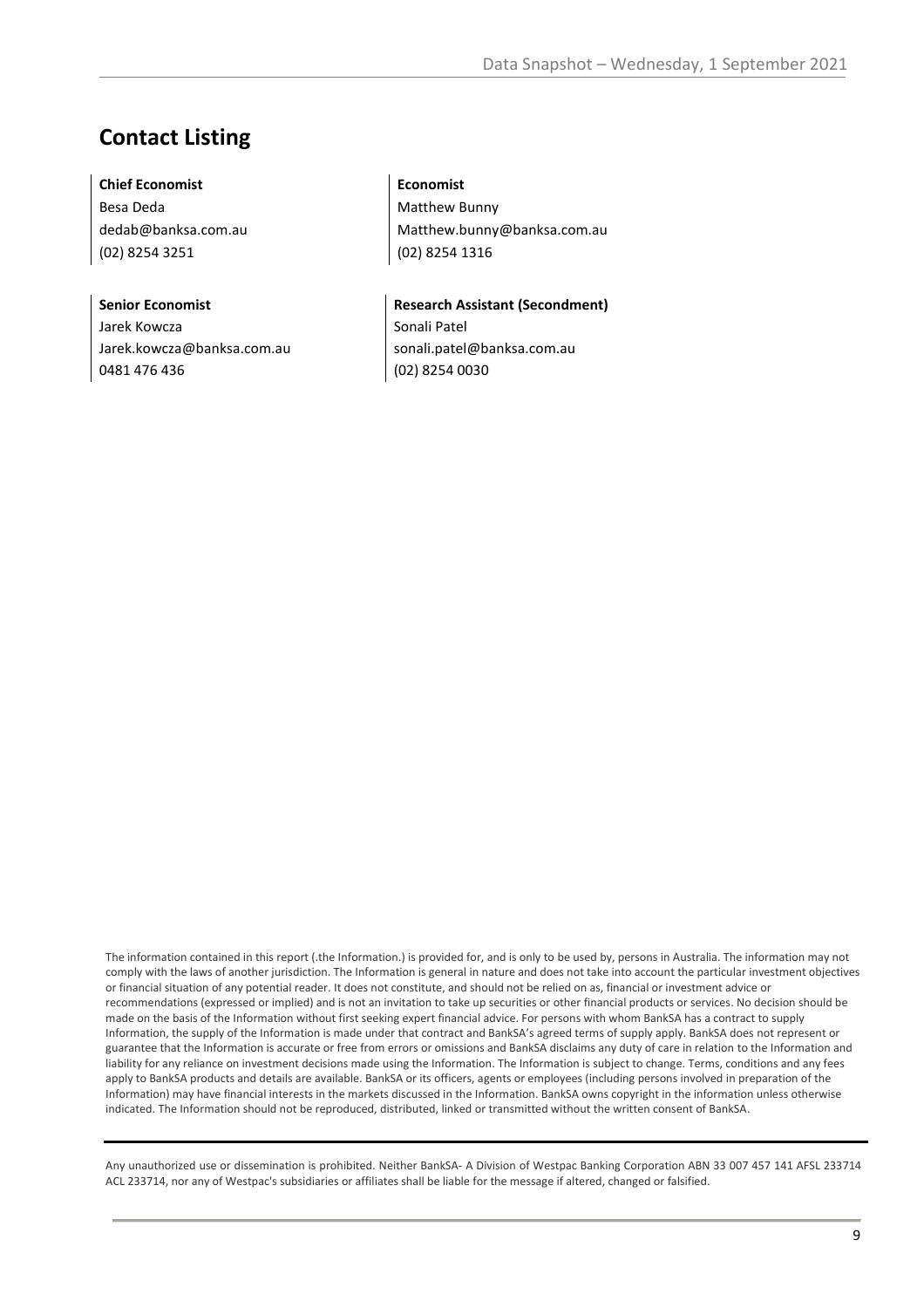## Contact Listing

**Chief Economist**
Besa Deda
dedab@banksa.com.au
(02) 8254 3251

**Economist**
Matthew Bunny
Matthew.bunny@banksa.com.au
(02) 8254 1316

**Senior Economist**
Jarek Kowcza
Jarek.kowcza@banksa.com.au
0481 476 436

**Research Assistant (Secondment)**
Sonali Patel
sonali.patel@banksa.com.au
(02) 8254 0030

The information contained in this report (.the Information.) is provided for, and is only to be used by, persons in Australia. The information may not comply with the laws of another jurisdiction. The Information is general in nature and does not take into account the particular investment objectives or financial situation of any potential reader. It does not constitute, and should not be relied on as, financial or investment advice or recommendations (expressed or implied) and is not an invitation to take up securities or other financial products or services. No decision should be made on the basis of the Information without first seeking expert financial advice. For persons with whom BankSA has a contract to supply Information, the supply of the Information is made under that contract and BankSA's agreed terms of supply apply. BankSA does not represent or guarantee that the Information is accurate or free from errors or omissions and BankSA disclaims any duty of care in relation to the Information and liability for any reliance on investment decisions made using the Information. The Information is subject to change. Terms, conditions and any fees apply to BankSA products and details are available. BankSA or its officers, agents or employees (including persons involved in preparation of the Information) may have financial interests in the markets discussed in the Information. BankSA owns copyright in the information unless otherwise indicated. The Information should not be reproduced, distributed, linked or transmitted without the written consent of BankSA.

Any unauthorized use or dissemination is prohibited. Neither BankSA- A Division of Westpac Banking Corporation ABN 33 007 457 141 AFSL 233714 ACL 233714, nor any of Westpac's subsidiaries or affiliates shall be liable for the message if altered, changed or falsified.